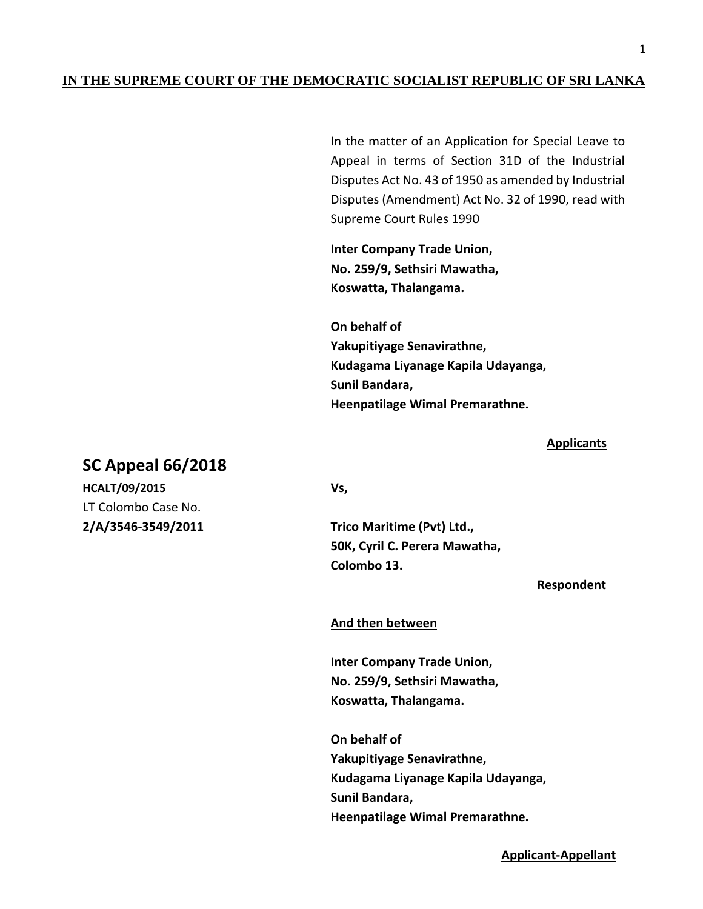**IN THE SUPREME COURT OF THE DEMOCRATIC SOCIALIST REPUBLIC OF SRI LANKA**

In the matter of an Application for Special Leave to Appeal in terms of Section 31D of the Industrial Disputes Act No. 43 of 1950 as amended by Industrial Disputes (Amendment) Act No. 32 of 1990, read with Supreme Court Rules 1990

**Inter Company Trade Union,**
**No. 259/9, Sethsiri Mawatha,**
**Koswatta, Thalangama.**

**On behalf of**
**Yakupitiyage Senavirathne,**
**Kudagama Liyanage Kapila Udayanga,**
**Sunil Bandara,**
**Heenpatilage Wimal Premarathne.**

**Applicants**

## SC Appeal 66/2018

**HCALT/09/2015**
LT Colombo Case No.
**2/A/3546-3549/2011**

**Vs,**

**Trico Maritime (Pvt) Ltd.,**
**50K, Cyril C. Perera Mawatha,**
**Colombo 13.**

**Respondent**

**And then between**

**Inter Company Trade Union,**
**No. 259/9, Sethsiri Mawatha,**
**Koswatta, Thalangama.**

**On behalf of**
**Yakupitiyage Senavirathne,**
**Kudagama Liyanage Kapila Udayanga,**
**Sunil Bandara,**
**Heenpatilage Wimal Premarathne.**

**Applicant-Appellant**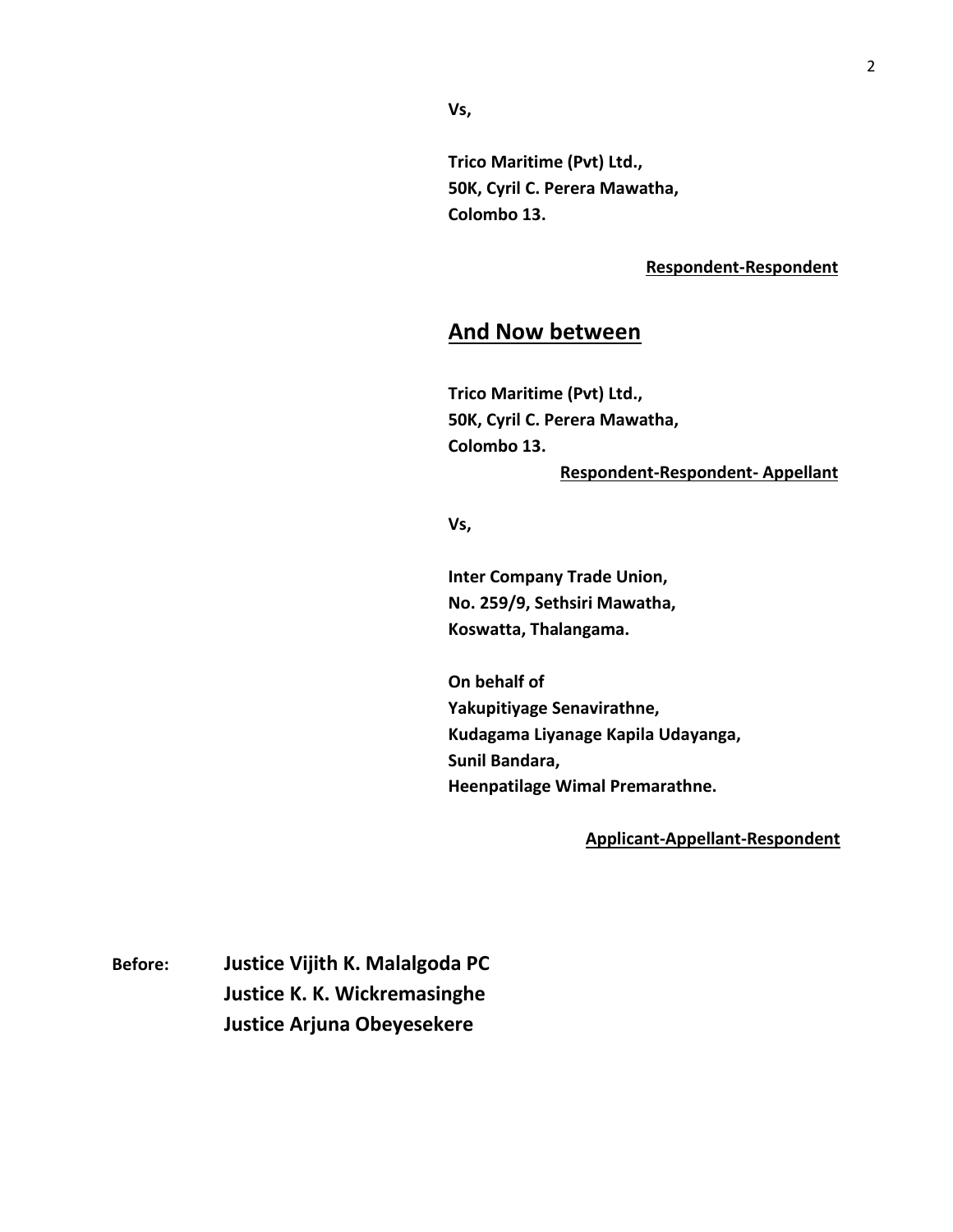**Vs,**

**Trico Maritime (Pvt) Ltd.,**
**50K, Cyril C. Perera Mawatha,**
**Colombo 13.**

**Respondent-Respondent**

## And Now between

**Trico Maritime (Pvt) Ltd.,**
**50K, Cyril C. Perera Mawatha,**
**Colombo 13.**

**Respondent-Respondent- Appellant**

**Vs,**

**Inter Company Trade Union,**
**No. 259/9, Sethsiri Mawatha,**
**Koswatta, Thalangama.**

**On behalf of**
**Yakupitiyage Senavirathne,**
**Kudagama Liyanage Kapila Udayanga,**
**Sunil Bandara,**
**Heenpatilage Wimal Premarathne.**

**Applicant-Appellant-Respondent**

**Before:** **Justice Vijith K. Malalgoda PC**
**Justice K. K. Wickremasinghe**
**Justice Arjuna Obeyesekere**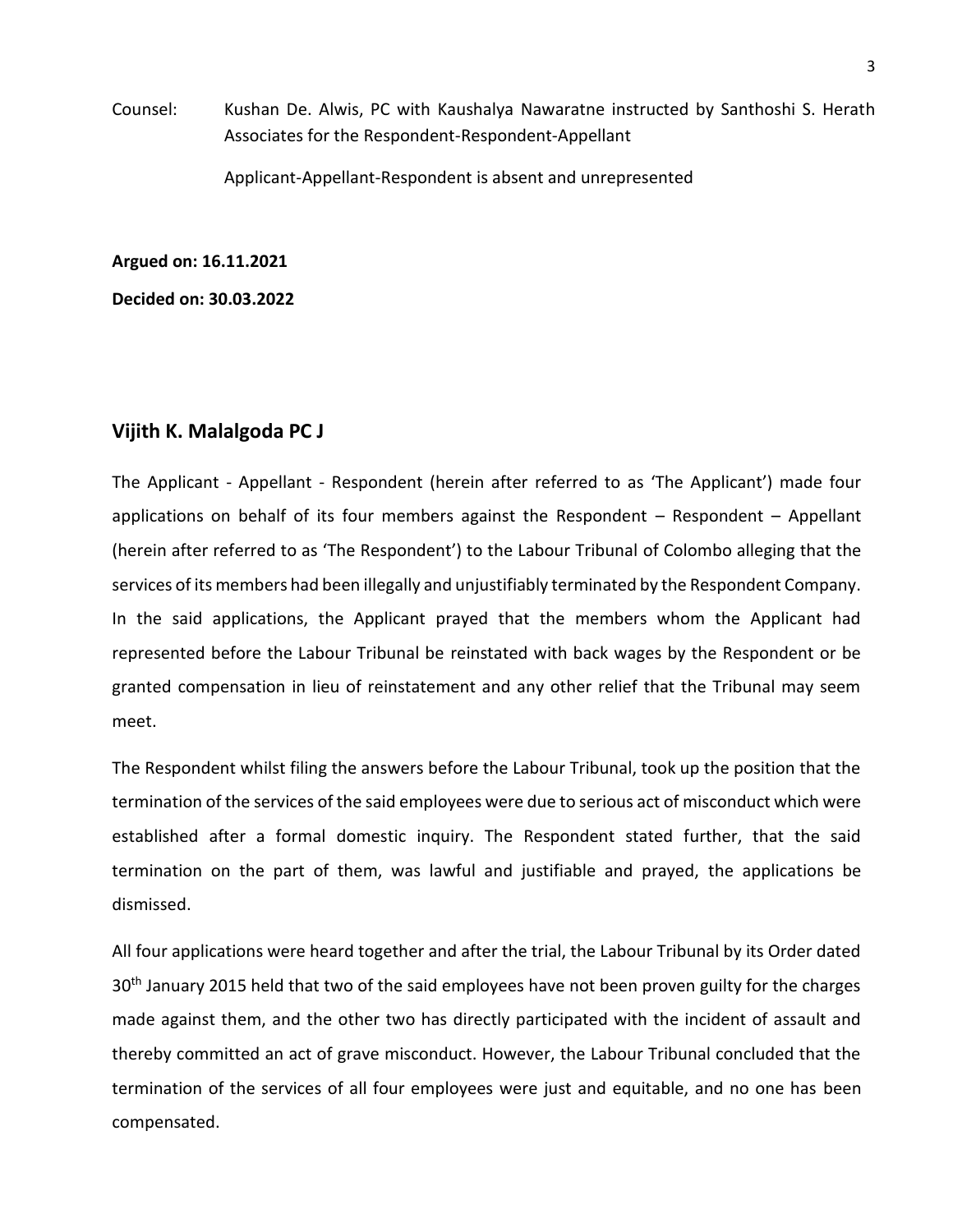Counsel: Kushan De. Alwis, PC with Kaushalya Nawaratne instructed by Santhoshi S. Herath Associates for the Respondent-Respondent-Appellant

Applicant-Appellant-Respondent is absent and unrepresented

**Argued on: 16.11.2021**

**Decided on: 30.03.2022**

## Vijith K. Malalgoda PC J

The Applicant - Appellant - Respondent (herein after referred to as 'The Applicant') made four applications on behalf of its four members against the Respondent – Respondent – Appellant (herein after referred to as 'The Respondent') to the Labour Tribunal of Colombo alleging that the services of its members had been illegally and unjustifiably terminated by the Respondent Company. In the said applications, the Applicant prayed that the members whom the Applicant had represented before the Labour Tribunal be reinstated with back wages by the Respondent or be granted compensation in lieu of reinstatement and any other relief that the Tribunal may seem meet.

The Respondent whilst filing the answers before the Labour Tribunal, took up the position that the termination of the services of the said employees were due to serious act of misconduct which were established after a formal domestic inquiry. The Respondent stated further, that the said termination on the part of them, was lawful and justifiable and prayed, the applications be dismissed.

All four applications were heard together and after the trial, the Labour Tribunal by its Order dated 30th January 2015 held that two of the said employees have not been proven guilty for the charges made against them, and the other two has directly participated with the incident of assault and thereby committed an act of grave misconduct. However, the Labour Tribunal concluded that the termination of the services of all four employees were just and equitable, and no one has been compensated.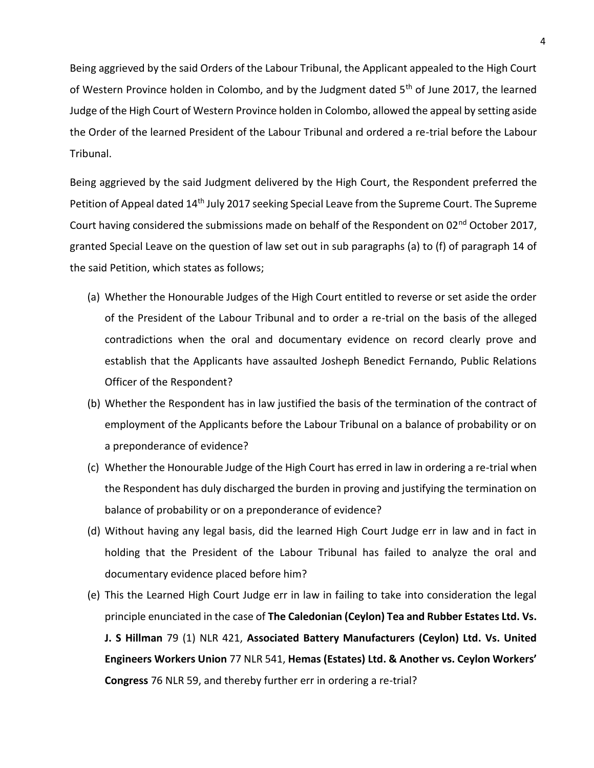Being aggrieved by the said Orders of the Labour Tribunal, the Applicant appealed to the High Court of Western Province holden in Colombo, and by the Judgment dated 5th of June 2017, the learned Judge of the High Court of Western Province holden in Colombo, allowed the appeal by setting aside the Order of the learned President of the Labour Tribunal and ordered a re-trial before the Labour Tribunal.

Being aggrieved by the said Judgment delivered by the High Court, the Respondent preferred the Petition of Appeal dated 14th July 2017 seeking Special Leave from the Supreme Court. The Supreme Court having considered the submissions made on behalf of the Respondent on 02nd October 2017, granted Special Leave on the question of law set out in sub paragraphs (a) to (f) of paragraph 14 of the said Petition, which states as follows;

(a) Whether the Honourable Judges of the High Court entitled to reverse or set aside the order of the President of the Labour Tribunal and to order a re-trial on the basis of the alleged contradictions when the oral and documentary evidence on record clearly prove and establish that the Applicants have assaulted Josheph Benedict Fernando, Public Relations Officer of the Respondent?

(b) Whether the Respondent has in law justified the basis of the termination of the contract of employment of the Applicants before the Labour Tribunal on a balance of probability or on a preponderance of evidence?

(c) Whether the Honourable Judge of the High Court has erred in law in ordering a re-trial when the Respondent has duly discharged the burden in proving and justifying the termination on balance of probability or on a preponderance of evidence?

(d) Without having any legal basis, did the learned High Court Judge err in law and in fact in holding that the President of the Labour Tribunal has failed to analyze the oral and documentary evidence placed before him?

(e) This the Learned High Court Judge err in law in failing to take into consideration the legal principle enunciated in the case of **The Caledonian (Ceylon) Tea and Rubber Estates Ltd. Vs. J. S Hillman** 79 (1) NLR 421, **Associated Battery Manufacturers (Ceylon) Ltd. Vs. United Engineers Workers Union** 77 NLR 541, **Hemas (Estates) Ltd. & Another vs. Ceylon Workers' Congress** 76 NLR 59, and thereby further err in ordering a re-trial?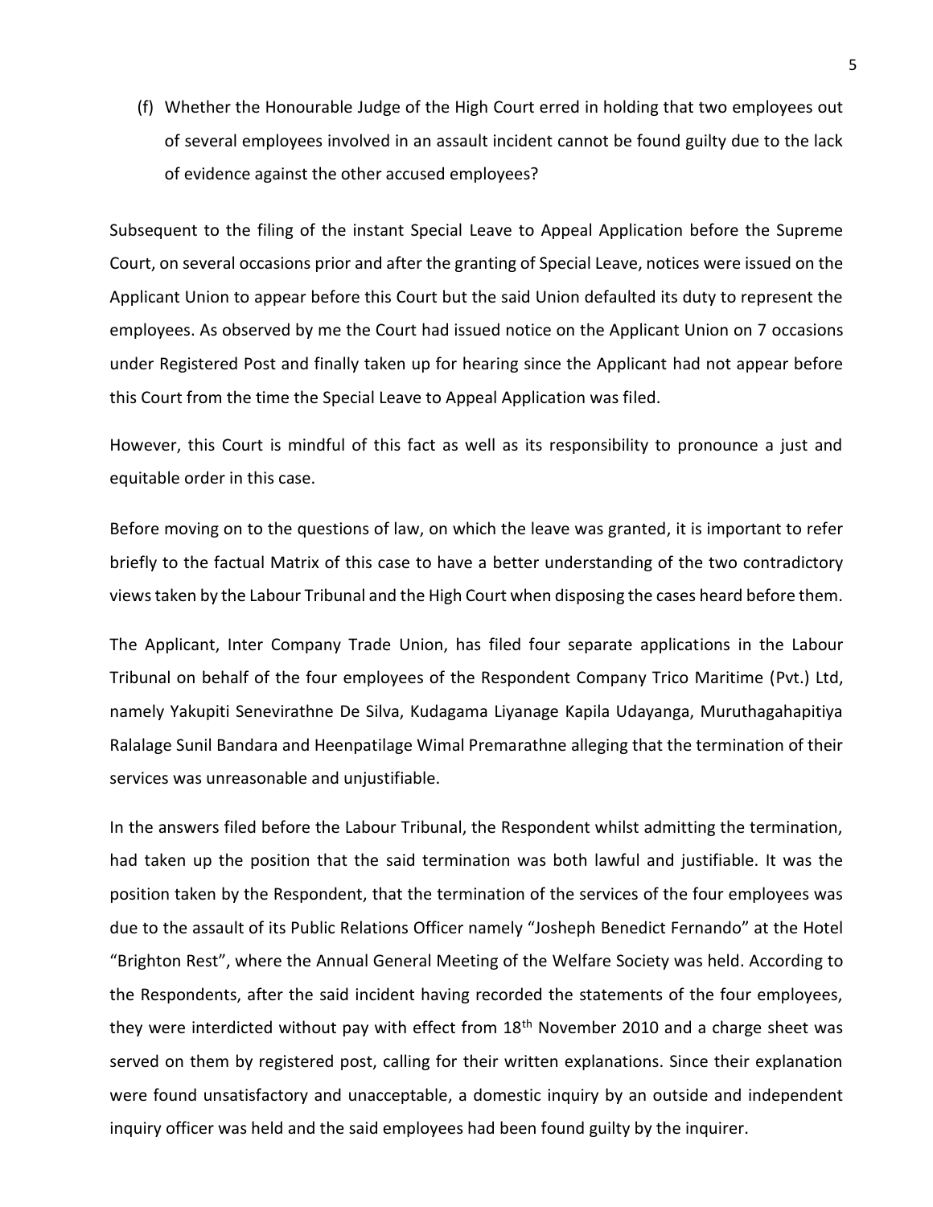(f) Whether the Honourable Judge of the High Court erred in holding that two employees out of several employees involved in an assault incident cannot be found guilty due to the lack of evidence against the other accused employees?

Subsequent to the filing of the instant Special Leave to Appeal Application before the Supreme Court, on several occasions prior and after the granting of Special Leave, notices were issued on the Applicant Union to appear before this Court but the said Union defaulted its duty to represent the employees. As observed by me the Court had issued notice on the Applicant Union on 7 occasions under Registered Post and finally taken up for hearing since the Applicant had not appear before this Court from the time the Special Leave to Appeal Application was filed.

However, this Court is mindful of this fact as well as its responsibility to pronounce a just and equitable order in this case.

Before moving on to the questions of law, on which the leave was granted, it is important to refer briefly to the factual Matrix of this case to have a better understanding of the two contradictory views taken by the Labour Tribunal and the High Court when disposing the cases heard before them.

The Applicant, Inter Company Trade Union, has filed four separate applications in the Labour Tribunal on behalf of the four employees of the Respondent Company Trico Maritime (Pvt.) Ltd, namely Yakupiti Senevirathne De Silva, Kudagama Liyanage Kapila Udayanga, Muruthagahapitiya Ralalage Sunil Bandara and Heenpatilage Wimal Premarathne alleging that the termination of their services was unreasonable and unjustifiable.

In the answers filed before the Labour Tribunal, the Respondent whilst admitting the termination, had taken up the position that the said termination was both lawful and justifiable. It was the position taken by the Respondent, that the termination of the services of the four employees was due to the assault of its Public Relations Officer namely "Josheph Benedict Fernando" at the Hotel "Brighton Rest", where the Annual General Meeting of the Welfare Society was held. According to the Respondents, after the said incident having recorded the statements of the four employees, they were interdicted without pay with effect from 18th November 2010 and a charge sheet was served on them by registered post, calling for their written explanations. Since their explanation were found unsatisfactory and unacceptable, a domestic inquiry by an outside and independent inquiry officer was held and the said employees had been found guilty by the inquirer.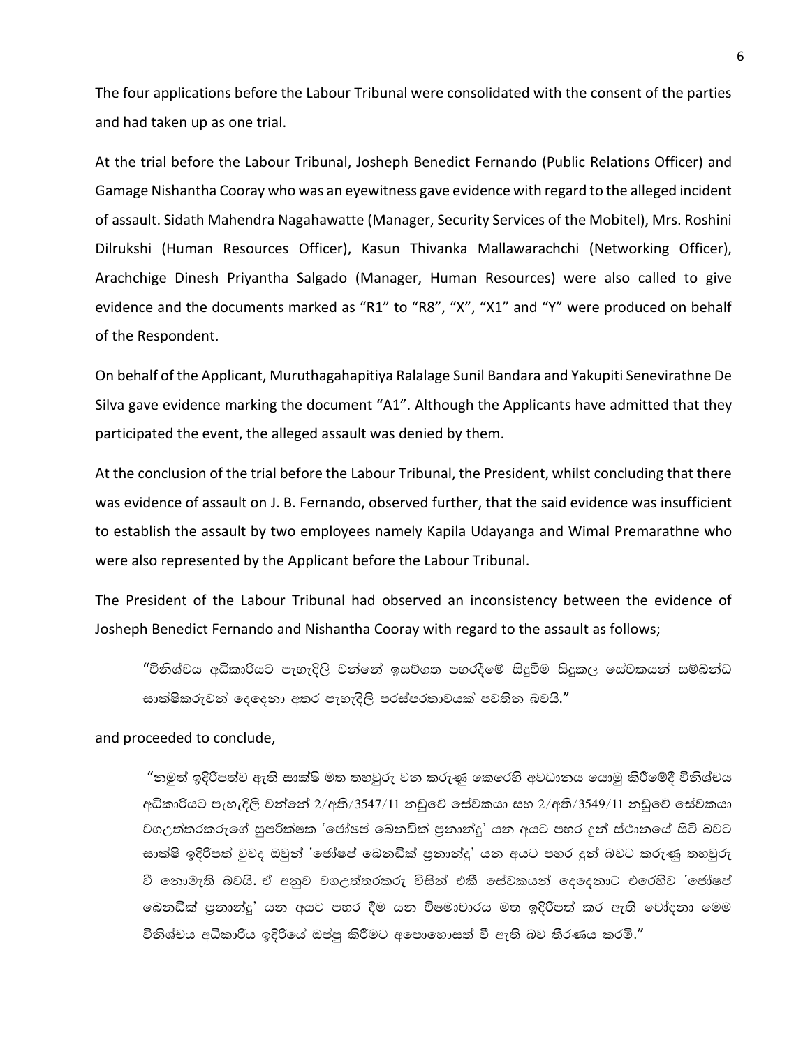The four applications before the Labour Tribunal were consolidated with the consent of the parties and had taken up as one trial.

At the trial before the Labour Tribunal, Josheph Benedict Fernando (Public Relations Officer) and Gamage Nishantha Cooray who was an eyewitness gave evidence with regard to the alleged incident of assault. Sidath Mahendra Nagahawatte (Manager, Security Services of the Mobitel), Mrs. Roshini Dilrukshi (Human Resources Officer), Kasun Thivanka Mallawarachchi (Networking Officer), Arachchige Dinesh Priyantha Salgado (Manager, Human Resources) were also called to give evidence and the documents marked as "R1" to "R8", "X", "X1" and "Y" were produced on behalf of the Respondent.

On behalf of the Applicant, Muruthagahapitiya Ralalage Sunil Bandara and Yakupiti Senevirathne De Silva gave evidence marking the document "A1". Although the Applicants have admitted that they participated the event, the alleged assault was denied by them.

At the conclusion of the trial before the Labour Tribunal, the President, whilst concluding that there was evidence of assault on J. B. Fernando, observed further, that the said evidence was insufficient to establish the assault by two employees namely Kapila Udayanga and Wimal Premarathne who were also represented by the Applicant before the Labour Tribunal.

The President of the Labour Tribunal had observed an inconsistency between the evidence of Josheph Benedict Fernando and Nishantha Cooray with regard to the assault as follows;

> "විනිශ්චය අධිකාරියට පැහැදිලි වන්නේ ඉසව්ගත පහරදීමේ සිදුවීම සිදුකල සේවකයන් සම්බන්ධ සාක්ෂිකරුවන් දෙදෙනා අතර පැහැදිලි පරස්පරතාවයක් පවතින බවයි."

and proceeded to conclude,

> "නමුත් ඉදිරිපත්ව ඇති සාක්ෂි මත තහවුරු වන කරුණු කෙරෙහි අවධානය යොමු කිරීමේදී විනිශ්චය අධිකාරියට පැහැදිලි වන්නේ 2/අති/3547/11 නඩුවේ සේවකයා සහ 2/අති/3549/11 නඩුවේ සේවකයා වගඋත්තරකරුගේ සුපරීක්ෂක 'ජෝෂප් බෙනඩික් ප්‍රනාන්දු' යන අයට පහර දුන් ස්ථානයේ සිටි බවට සාක්ෂි ඉදිරිපත් වුවද ඔවුන් 'ජෝෂප් බෙනඩික් ප්‍රනාන්දු' යන අයට පහර දුන් බවට කරුණු තහවුරු වී නොමැති බවයි. ඒ අනුව වගඋත්තරකරු විසින් එකී සේවකයන් දෙදෙනාට එරෙහිව 'ජෝෂප් බෙනඩික් ප්‍රනාන්දු' යන අයට පහර දීම යන විෂමාචාරය මත ඉදිරිපත් කර ඇති චෝදනා මෙම විනිශ්චය අධිකාරිය ඉදිරියේ ඔප්පු කිරීමට අපොහොසත් වී ඇති බව තීරණය කරමි."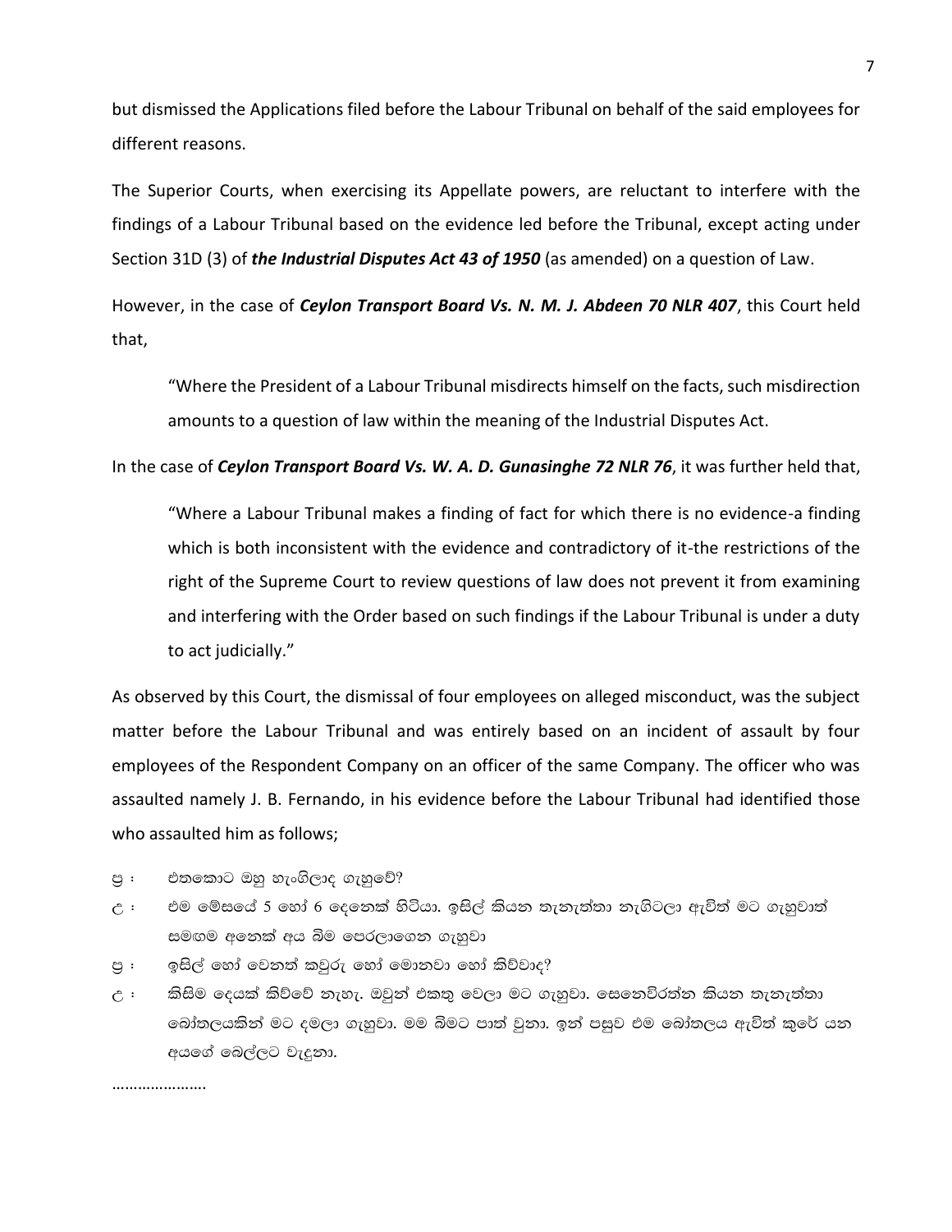but dismissed the Applications filed before the Labour Tribunal on behalf of the said employees for different reasons.

The Superior Courts, when exercising its Appellate powers, are reluctant to interfere with the findings of a Labour Tribunal based on the evidence led before the Tribunal, except acting under Section 31D (3) of ***the Industrial Disputes Act 43 of 1950*** (as amended) on a question of Law.

However, in the case of ***Ceylon Transport Board Vs. N. M. J. Abdeen 70 NLR 407***, this Court held that,

> "Where the President of a Labour Tribunal misdirects himself on the facts, such misdirection amounts to a question of law within the meaning of the Industrial Disputes Act.

In the case of ***Ceylon Transport Board Vs. W. A. D. Gunasinghe 72 NLR 76***, it was further held that,

> "Where a Labour Tribunal makes a finding of fact for which there is no evidence-a finding which is both inconsistent with the evidence and contradictory of it-the restrictions of the right of the Supreme Court to review questions of law does not prevent it from examining and interfering with the Order based on such findings if the Labour Tribunal is under a duty to act judicially."

As observed by this Court, the dismissal of four employees on alleged misconduct, was the subject matter before the Labour Tribunal and was entirely based on an incident of assault by four employees of the Respondent Company on an officer of the same Company. The officer who was assaulted namely J. B. Fernando, in his evidence before the Labour Tribunal had identified those who assaulted him as follows;

ප්‍ර : එතකොට ඔහු හැංගිලාද ගැහුවේ?

උ : එම මේසයේ 5 හෝ 6 දෙනෙක් හිටියා. ඉසිල් කියන තැනැත්තා නැගිටලා ඇවිත් මට ගැහුවාත් සමගම අනෙක් අය බිම පෙරලාගෙන ගැහුවා

ප්‍ර : ඉසිල් හෝ වෙනත් කවුරු හෝ මොනවා හෝ කිව්වාද?

උ : කිසිම දෙයක් කිව්වේ නැහැ. ඔවුන් එකතු වෙලා මට ගැහුවා. සෙනෙවිරත්න කියන තැනැත්තා බෝතලයකින් මට දමලා ගැහුවා. මම බිමට පාත් වුනා. ඉන් පසුව එම බෝතලය ඇවිත් කුරේ යන අයගේ බෙල්ලට වැදුනා.

………………….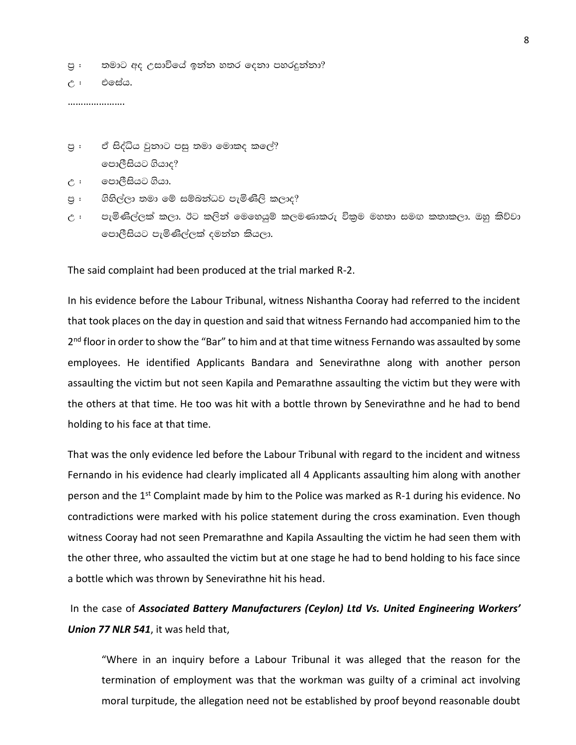ප්‍ර : තමාට අද උසාවියේ ඉන්න හතර දෙනා පහරදුන්නා?

උ : එසේය.

………………….

ප්‍ර : ඒ සිද්ධිය වුනාට පසු තමා මොකද කලේ?
පොලීසියට ගියාද?

උ : පොලීසියට ගියා.

ප්‍ර : ගිහිල්ලා තමා මේ සම්බන්ධව පැමිණිලි කලාද?

උ : පැමිණිල්ලක් කලා. ඊට කලින් මෙහෙයුම් කලමණාකරු වික්‍රම මහතා සමග කතාකලා. ඔහු කිව්වා පොලීසියට පැමිණිල්ලක් දමන්න කියලා.

The said complaint had been produced at the trial marked R-2.

In his evidence before the Labour Tribunal, witness Nishantha Cooray had referred to the incident that took places on the day in question and said that witness Fernando had accompanied him to the 2nd floor in order to show the "Bar" to him and at that time witness Fernando was assaulted by some employees. He identified Applicants Bandara and Senevirathne along with another person assaulting the victim but not seen Kapila and Pemarathne assaulting the victim but they were with the others at that time. He too was hit with a bottle thrown by Senevirathne and he had to bend holding to his face at that time.

That was the only evidence led before the Labour Tribunal with regard to the incident and witness Fernando in his evidence had clearly implicated all 4 Applicants assaulting him along with another person and the 1st Complaint made by him to the Police was marked as R-1 during his evidence. No contradictions were marked with his police statement during the cross examination. Even though witness Cooray had not seen Premarathne and Kapila Assaulting the victim he had seen them with the other three, who assaulted the victim but at one stage he had to bend holding to his face since a bottle which was thrown by Senevirathne hit his head.

In the case of ***Associated Battery Manufacturers (Ceylon) Ltd Vs. United Engineering Workers' Union 77 NLR 541***, it was held that,

> "Where in an inquiry before a Labour Tribunal it was alleged that the reason for the termination of employment was that the workman was guilty of a criminal act involving moral turpitude, the allegation need not be established by proof beyond reasonable doubt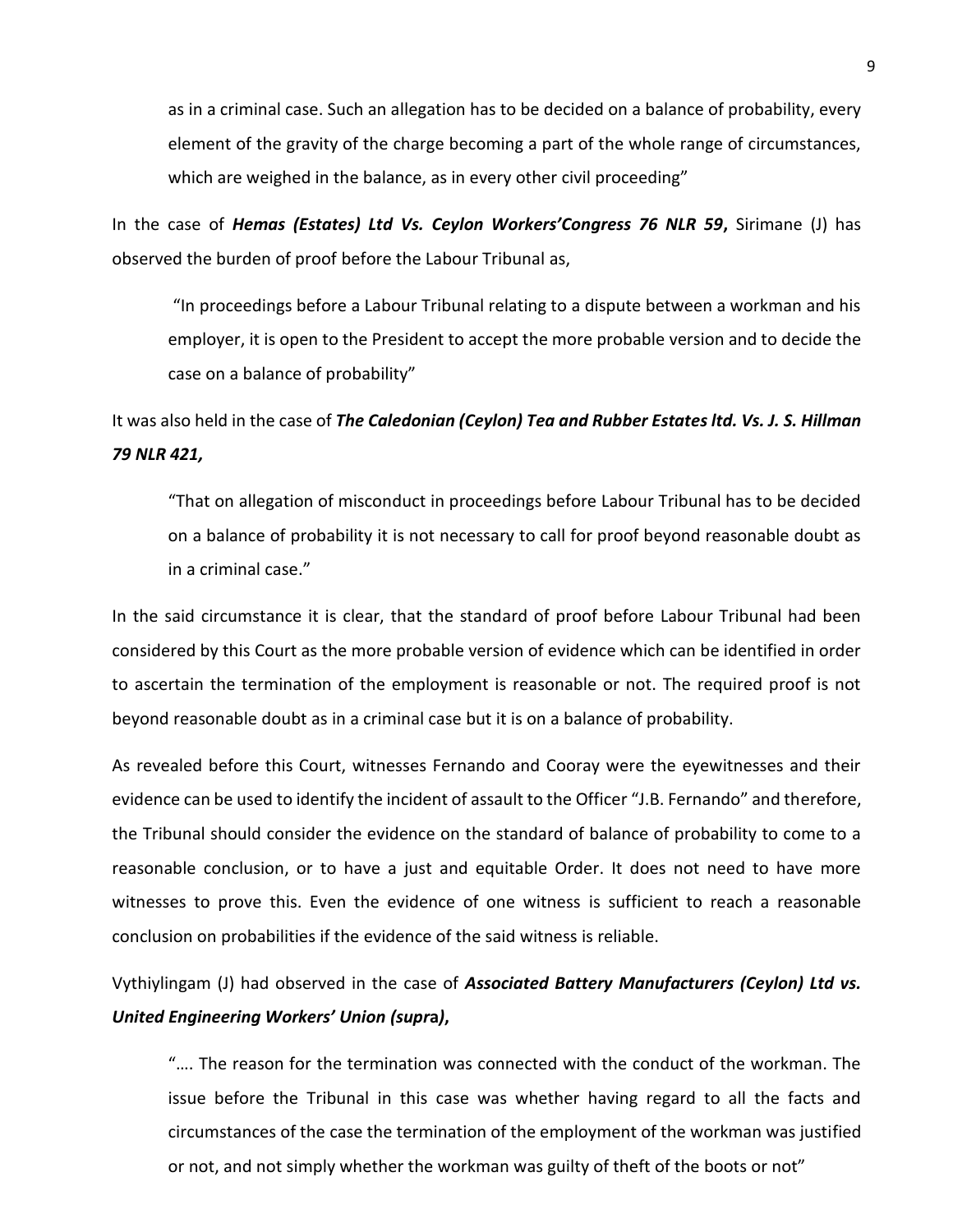> as in a criminal case. Such an allegation has to be decided on a balance of probability, every element of the gravity of the charge becoming a part of the whole range of circumstances, which are weighed in the balance, as in every other civil proceeding"

In the case of ***Hemas (Estates) Ltd Vs. Ceylon Workers'Congress 76 NLR 59*****,** Sirimane (J) has observed the burden of proof before the Labour Tribunal as,

> "In proceedings before a Labour Tribunal relating to a dispute between a workman and his employer, it is open to the President to accept the more probable version and to decide the case on a balance of probability"

It was also held in the case of ***The Caledonian (Ceylon) Tea and Rubber Estates ltd. Vs. J. S. Hillman 79 NLR 421,***

> "That on allegation of misconduct in proceedings before Labour Tribunal has to be decided on a balance of probability it is not necessary to call for proof beyond reasonable doubt as in a criminal case."

In the said circumstance it is clear, that the standard of proof before Labour Tribunal had been considered by this Court as the more probable version of evidence which can be identified in order to ascertain the termination of the employment is reasonable or not. The required proof is not beyond reasonable doubt as in a criminal case but it is on a balance of probability.

As revealed before this Court, witnesses Fernando and Cooray were the eyewitnesses and their evidence can be used to identify the incident of assault to the Officer "J.B. Fernando" and therefore, the Tribunal should consider the evidence on the standard of balance of probability to come to a reasonable conclusion, or to have a just and equitable Order. It does not need to have more witnesses to prove this. Even the evidence of one witness is sufficient to reach a reasonable conclusion on probabilities if the evidence of the said witness is reliable.

Vythiylingam (J) had observed in the case of ***Associated Battery Manufacturers (Ceylon) Ltd vs. United Engineering Workers' Union (supra),***

> "…. The reason for the termination was connected with the conduct of the workman. The issue before the Tribunal in this case was whether having regard to all the facts and circumstances of the case the termination of the employment of the workman was justified or not, and not simply whether the workman was guilty of theft of the boots or not"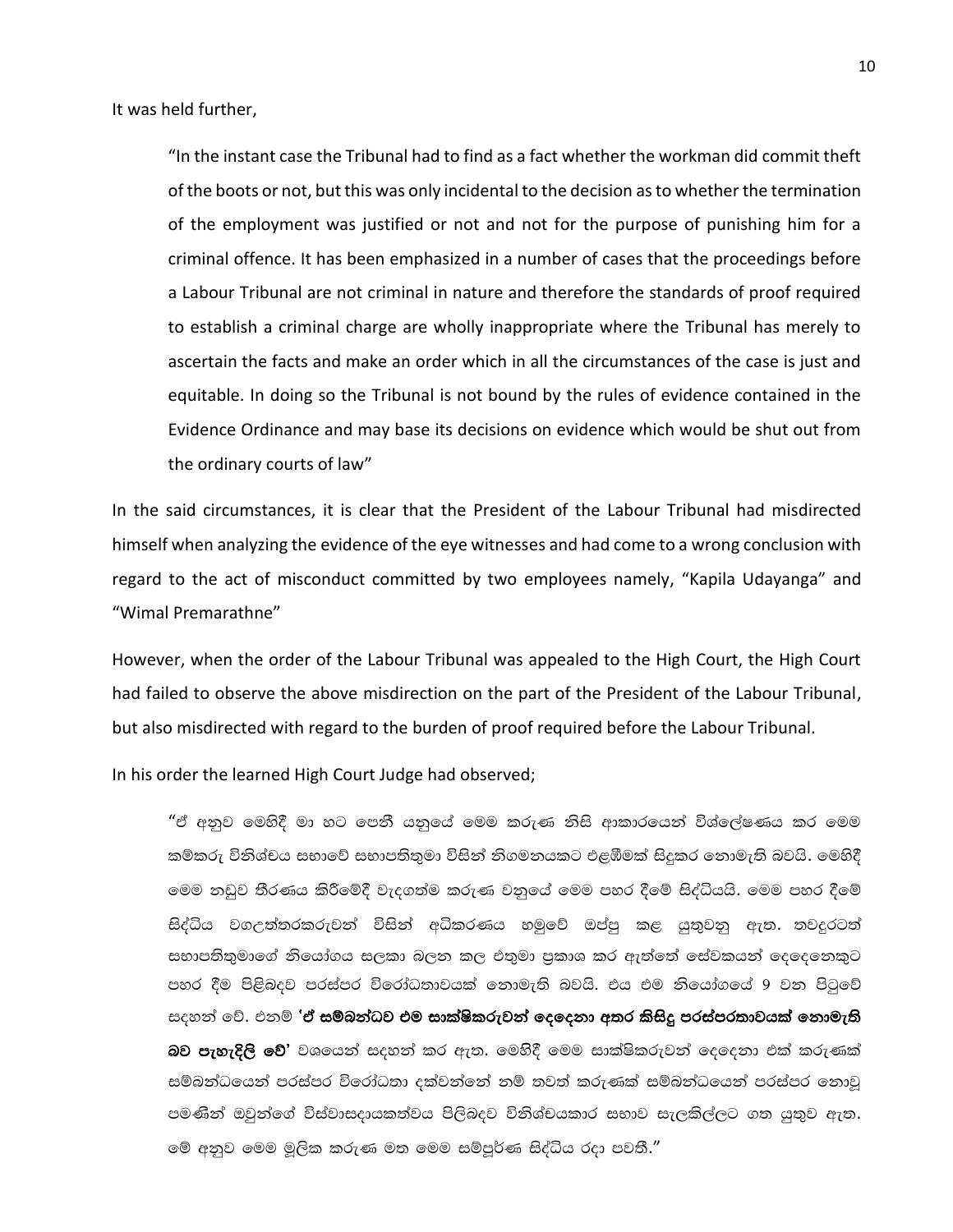It was held further,

> "In the instant case the Tribunal had to find as a fact whether the workman did commit theft of the boots or not, but this was only incidental to the decision as to whether the termination of the employment was justified or not and not for the purpose of punishing him for a criminal offence. It has been emphasized in a number of cases that the proceedings before a Labour Tribunal are not criminal in nature and therefore the standards of proof required to establish a criminal charge are wholly inappropriate where the Tribunal has merely to ascertain the facts and make an order which in all the circumstances of the case is just and equitable. In doing so the Tribunal is not bound by the rules of evidence contained in the Evidence Ordinance and may base its decisions on evidence which would be shut out from the ordinary courts of law"

In the said circumstances, it is clear that the President of the Labour Tribunal had misdirected himself when analyzing the evidence of the eye witnesses and had come to a wrong conclusion with regard to the act of misconduct committed by two employees namely, "Kapila Udayanga" and "Wimal Premarathne"

However, when the order of the Labour Tribunal was appealed to the High Court, the High Court had failed to observe the above misdirection on the part of the President of the Labour Tribunal, but also misdirected with regard to the burden of proof required before the Labour Tribunal.

In his order the learned High Court Judge had observed;

> "ඒ අනුව මෙහිදී මා හට පෙනී යනුයේ මෙම කරුණ නිසි ආකාරයෙන් විශ්ලේෂණය කර මෙම කම්කරු විනිශ්චය සභාවේ සභාපතිතුමා විසින් නිගමනයකට එළඹීමක් සිදුකර නොමැති බවයි. මෙහිදී මෙම නඩුව තීරණය කිරීමේදී වැදගත්ම කරුණ වනුයේ මෙම පහර දීමේ සිද්ධියයි. මෙම පහර දීමේ සිද්ධිය වගඋත්තරකරුවන් විසින් අධිකරණය හමුවේ ඔප්පු කළ යුතුවනු ඇත. තවදුරටත් සභාපතිතුමාගේ නියෝගය සලකා බලන කල එතුමා ප්‍රකාශ කර ඇත්තේ සේවකයන් දෙදෙනෙකුට පහර දීම පිළිබඳව පරස්පර විරෝධතාවයක් නොමැති බවයි. එය එම නියෝගයේ 9 වන පිටුවේ සඳහන් වේ. එනම් **'ඒ සම්බන්ධව එම සාක්ෂිකරුවන් දෙදෙනා අතර කිසිදු පරස්පරතාවයක් නොමැති බව පැහැදිලි වේ'** වශයෙන් සඳහන් කර ඇත. මෙහිදී මෙම සාක්ෂිකරුවන් දෙදෙනා එක් කරුණක් සම්බන්ධයෙන් පරස්පර විරෝධතා දක්වන්නේ නම් තවත් කරුණක් සම්බන්ධයෙන් පරස්පර නොවූ පමණින් ඔවුන්ගේ විස්වාසදායකත්වය පිළිබඳව විනිශ්චයකාර සභාව සැලකිල්ලට ගත යුතුව ඇත. මේ අනුව මෙම මූලික කරුණ මත මෙම සම්පූර්ණ සිද්ධිය රදා පවතී."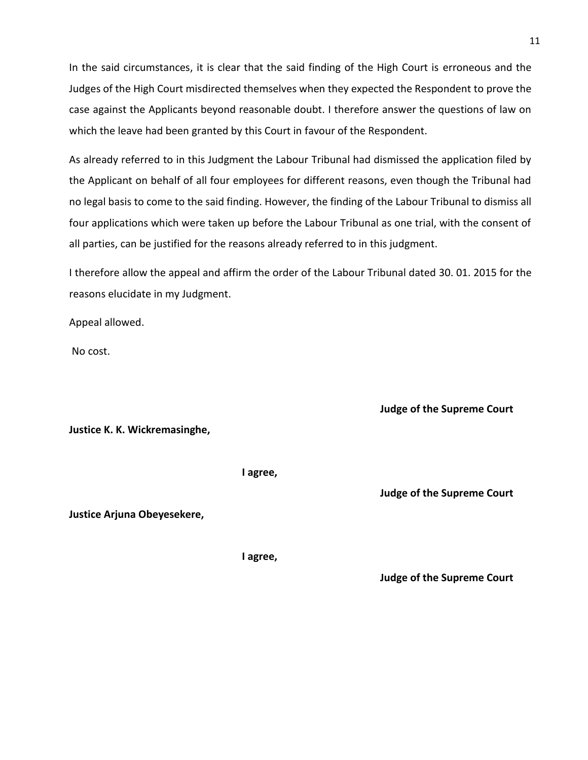In the said circumstances, it is clear that the said finding of the High Court is erroneous and the Judges of the High Court misdirected themselves when they expected the Respondent to prove the case against the Applicants beyond reasonable doubt. I therefore answer the questions of law on which the leave had been granted by this Court in favour of the Respondent.

As already referred to in this Judgment the Labour Tribunal had dismissed the application filed by the Applicant on behalf of all four employees for different reasons, even though the Tribunal had no legal basis to come to the said finding. However, the finding of the Labour Tribunal to dismiss all four applications which were taken up before the Labour Tribunal as one trial, with the consent of all parties, can be justified for the reasons already referred to in this judgment.

I therefore allow the appeal and affirm the order of the Labour Tribunal dated 30. 01. 2015 for the reasons elucidate in my Judgment.

Appeal allowed.

No cost.

**Judge of the Supreme Court**

**Justice K. K. Wickremasinghe,**

**I agree,**

**Judge of the Supreme Court**

**Justice Arjuna Obeyesekere,**

**I agree,**

**Judge of the Supreme Court**